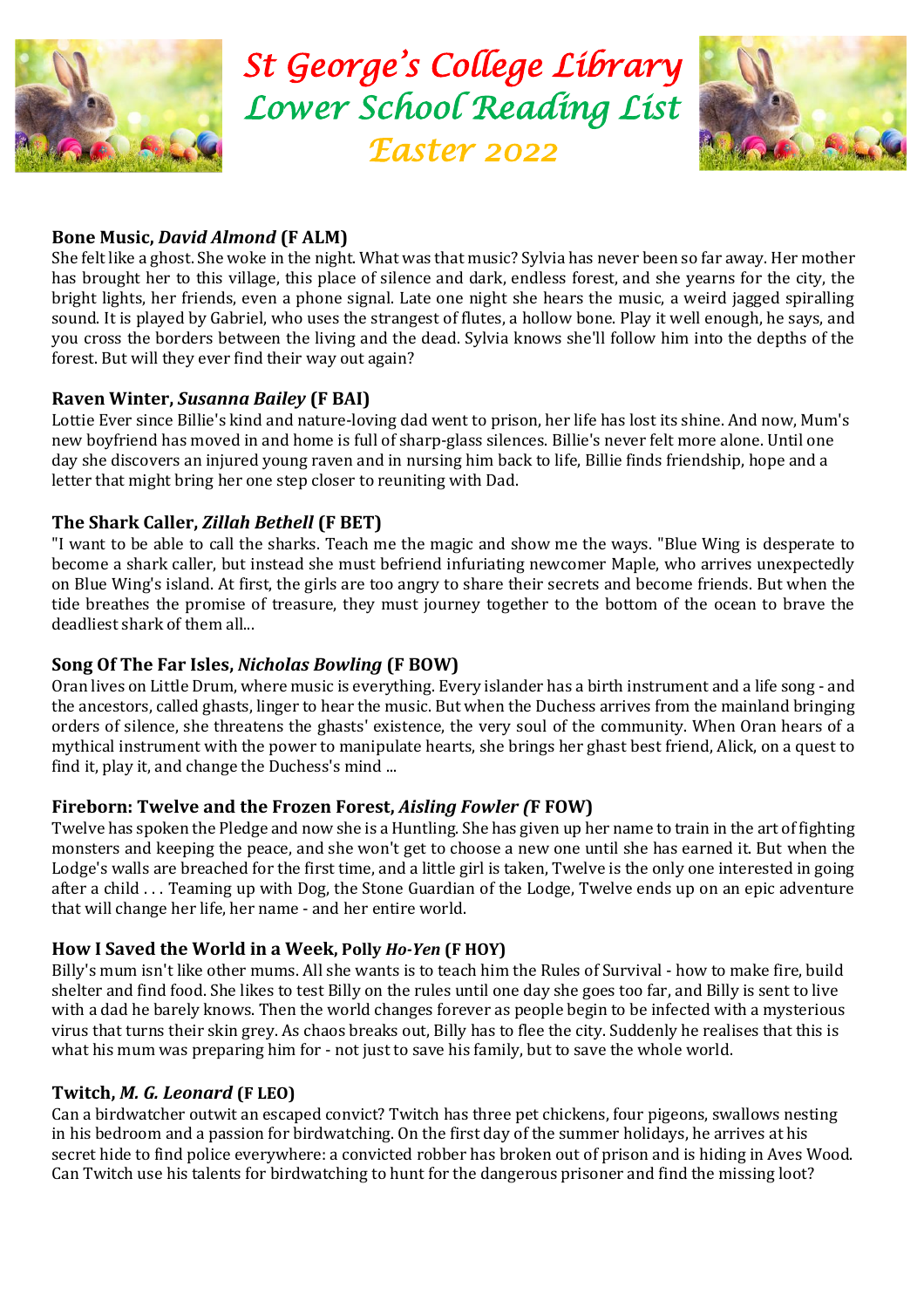# St George's College Library
# Lower School Reading List
# Easter 2022

### Bone Music, *David Almond* (F ALM)

She felt like a ghost. She woke in the night. What was that music? Sylvia has never been so far away. Her mother has brought her to this village, this place of silence and dark, endless forest, and she yearns for the city, the bright lights, her friends, even a phone signal. Late one night she hears the music, a weird jagged spiralling sound. It is played by Gabriel, who uses the strangest of flutes, a hollow bone. Play it well enough, he says, and you cross the borders between the living and the dead. Sylvia knows she'll follow him into the depths of the forest. But will they ever find their way out again?

### Raven Winter, *Susanna Bailey* (F BAI)

Lottie Ever since Billie's kind and nature-loving dad went to prison, her life has lost its shine. And now, Mum's new boyfriend has moved in and home is full of sharp-glass silences. Billie's never felt more alone. Until one day she discovers an injured young raven and in nursing him back to life, Billie finds friendship, hope and a letter that might bring her one step closer to reuniting with Dad.

### The Shark Caller, *Zillah Bethell* (F BET)

"I want to be able to call the sharks. Teach me the magic and show me the ways. "Blue Wing is desperate to become a shark caller, but instead she must befriend infuriating newcomer Maple, who arrives unexpectedly on Blue Wing's island. At first, the girls are too angry to share their secrets and become friends. But when the tide breathes the promise of treasure, they must journey together to the bottom of the ocean to brave the deadliest shark of them all...

### Song Of The Far Isles, *Nicholas Bowling* (F BOW)

Oran lives on Little Drum, where music is everything. Every islander has a birth instrument and a life song - and the ancestors, called ghasts, linger to hear the music. But when the Duchess arrives from the mainland bringing orders of silence, she threatens the ghasts' existence, the very soul of the community. When Oran hears of a mythical instrument with the power to manipulate hearts, she brings her ghast best friend, Alick, on a quest to find it, play it, and change the Duchess's mind ...

### Fireborn: Twelve and the Frozen Forest, *Aisling Fowler (*F FOW)

Twelve has spoken the Pledge and now she is a Huntling. She has given up her name to train in the art of fighting monsters and keeping the peace, and she won't get to choose a new one until she has earned it. But when the Lodge's walls are breached for the first time, and a little girl is taken, Twelve is the only one interested in going after a child . . . Teaming up with Dog, the Stone Guardian of the Lodge, Twelve ends up on an epic adventure that will change her life, her name - and her entire world.

### How I Saved the World in a Week, Polly *Ho-Yen* (F HOY)

Billy's mum isn't like other mums. All she wants is to teach him the Rules of Survival - how to make fire, build shelter and find food. She likes to test Billy on the rules until one day she goes too far, and Billy is sent to live with a dad he barely knows. Then the world changes forever as people begin to be infected with a mysterious virus that turns their skin grey. As chaos breaks out, Billy has to flee the city. Suddenly he realises that this is what his mum was preparing him for - not just to save his family, but to save the whole world.

### Twitch, *M. G. Leonard* (F LEO)

Can a birdwatcher outwit an escaped convict? Twitch has three pet chickens, four pigeons, swallows nesting in his bedroom and a passion for birdwatching. On the first day of the summer holidays, he arrives at his secret hide to find police everywhere: a convicted robber has broken out of prison and is hiding in Aves Wood. Can Twitch use his talents for birdwatching to hunt for the dangerous prisoner and find the missing loot?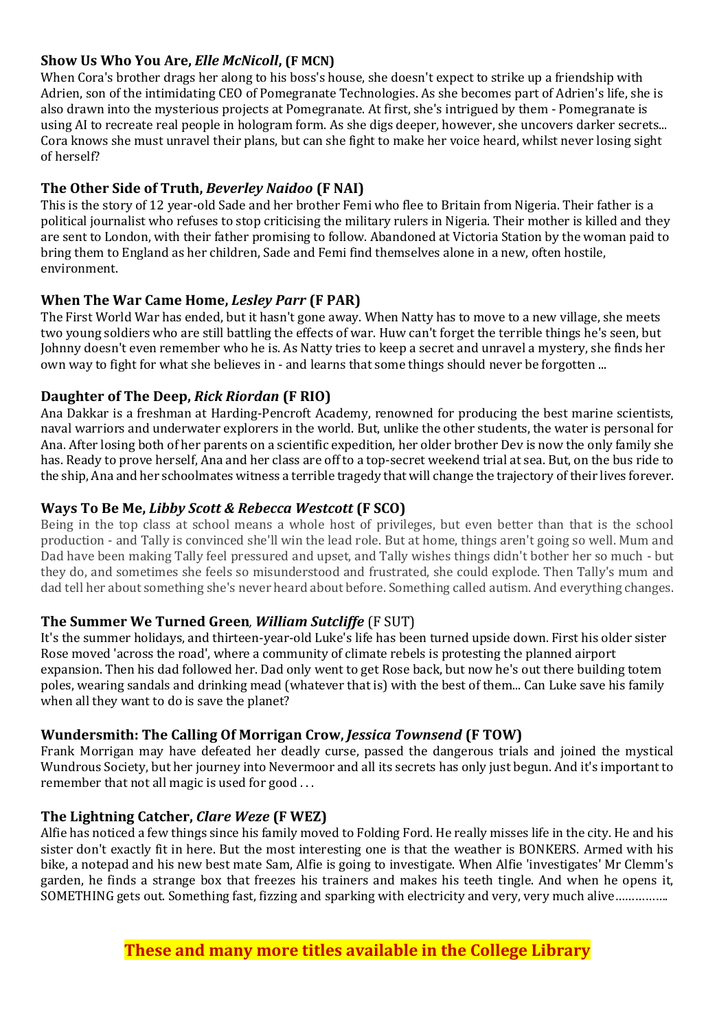**Show Us Who You Are, *Elle McNicoll*, (F MCN)**

When Cora's brother drags her along to his boss's house, she doesn't expect to strike up a friendship with Adrien, son of the intimidating CEO of Pomegranate Technologies. As she becomes part of Adrien's life, she is also drawn into the mysterious projects at Pomegranate. At first, she's intrigued by them - Pomegranate is using AI to recreate real people in hologram form. As she digs deeper, however, she uncovers darker secrets... Cora knows she must unravel their plans, but can she fight to make her voice heard, whilst never losing sight of herself?

**The Other Side of Truth, *Beverley Naidoo* (F NAI)**

This is the story of 12 year-old Sade and her brother Femi who flee to Britain from Nigeria. Their father is a political journalist who refuses to stop criticising the military rulers in Nigeria. Their mother is killed and they are sent to London, with their father promising to follow. Abandoned at Victoria Station by the woman paid to bring them to England as her children, Sade and Femi find themselves alone in a new, often hostile, environment.

**When The War Came Home, *Lesley Parr* (F PAR)**

The First World War has ended, but it hasn't gone away. When Natty has to move to a new village, she meets two young soldiers who are still battling the effects of war. Huw can't forget the terrible things he's seen, but Johnny doesn't even remember who he is. As Natty tries to keep a secret and unravel a mystery, she finds her own way to fight for what she believes in - and learns that some things should never be forgotten ...

**Daughter of The Deep, *Rick Riordan* (F RIO)**

Ana Dakkar is a freshman at Harding-Pencroft Academy, renowned for producing the best marine scientists, naval warriors and underwater explorers in the world. But, unlike the other students, the water is personal for Ana. After losing both of her parents on a scientific expedition, her older brother Dev is now the only family she has. Ready to prove herself, Ana and her class are off to a top-secret weekend trial at sea. But, on the bus ride to the ship, Ana and her schoolmates witness a terrible tragedy that will change the trajectory of their lives forever.

**Ways To Be Me, *Libby Scott & Rebecca Westcott* (F SCO)**

Being in the top class at school means a whole host of privileges, but even better than that is the school production - and Tally is convinced she'll win the lead role. But at home, things aren't going so well. Mum and Dad have been making Tally feel pressured and upset, and Tally wishes things didn't bother her so much - but they do, and sometimes she feels so misunderstood and frustrated, she could explode. Then Tally's mum and dad tell her about something she's never heard about before. Something called autism. And everything changes.

**The Summer We Turned Green*, William Sutcliffe*** (F SUT)

It's the summer holidays, and thirteen-year-old Luke's life has been turned upside down. First his older sister Rose moved 'across the road', where a community of climate rebels is protesting the planned airport expansion. Then his dad followed her. Dad only went to get Rose back, but now he's out there building totem poles, wearing sandals and drinking mead (whatever that is) with the best of them... Can Luke save his family when all they want to do is save the planet?

**Wundersmith: The Calling Of Morrigan Crow, *Jessica Townsend* (F TOW)**

Frank Morrigan may have defeated her deadly curse, passed the dangerous trials and joined the mystical Wundrous Society, but her journey into Nevermoor and all its secrets has only just begun. And it's important to remember that not all magic is used for good . . .

**The Lightning Catcher, *Clare Weze* (F WEZ)**

Alfie has noticed a few things since his family moved to Folding Ford. He really misses life in the city. He and his sister don't exactly fit in here. But the most interesting one is that the weather is BONKERS. Armed with his bike, a notepad and his new best mate Sam, Alfie is going to investigate. When Alfie 'investigates' Mr Clemm's garden, he finds a strange box that freezes his trainers and makes his teeth tingle. And when he opens it, SOMETHING gets out. Something fast, fizzing and sparking with electricity and very, very much alive……………..

**These and many more titles available in the College Library**